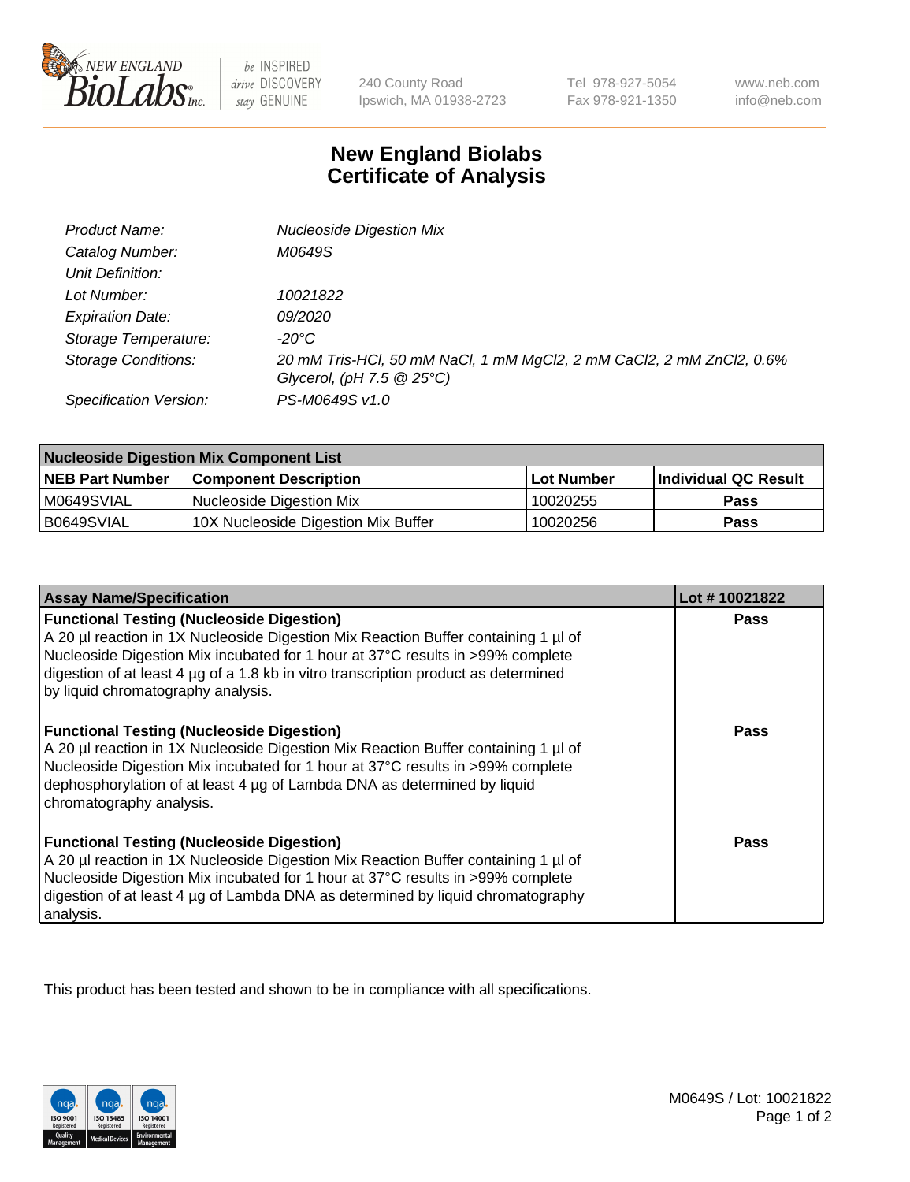New England BioLabs Inc. — be INSPIRED drive DISCOVERY stay GENUINE

240 County Road
Ipswich, MA 01938-2723

Tel 978-927-5054
Fax 978-921-1350

www.neb.com
info@neb.com

# New England Biolabs
# Certificate of Analysis

| | |
|---|---|
| *Product Name:* | *Nucleoside Digestion Mix* |
| *Catalog Number:* | *M0649S* |
| *Unit Definition:* | |
| *Lot Number:* | *10021822* |
| *Expiration Date:* | *09/2020* |
| *Storage Temperature:* | *-20°C* |
| *Storage Conditions:* | *20 mM Tris-HCl, 50 mM NaCl, 1 mM MgCl2, 2 mM CaCl2, 2 mM ZnCl2, 0.6% Glycerol, (pH 7.5 @ 25°C)* |
| *Specification Version:* | *PS-M0649S v1.0* |

| Nucleoside Digestion Mix Component List | | | |
|---|---|---|---|
| **NEB Part Number** | **Component Description** | **Lot Number** | **Individual QC Result** |
| M0649SVIAL | Nucleoside Digestion Mix | 10020255 | **Pass** |
| B0649SVIAL | 10X Nucleoside Digestion Mix Buffer | 10020256 | **Pass** |

| Assay Name/Specification | Lot # 10021822 |
|---|---|
| **Functional Testing (Nucleoside Digestion)** A 20 µl reaction in 1X Nucleoside Digestion Mix Reaction Buffer containing 1 µl of Nucleoside Digestion Mix incubated for 1 hour at 37°C results in >99% complete digestion of at least 4 µg of a 1.8 kb in vitro transcription product as determined by liquid chromatography analysis. | **Pass** |
| **Functional Testing (Nucleoside Digestion)** A 20 µl reaction in 1X Nucleoside Digestion Mix Reaction Buffer containing 1 µl of Nucleoside Digestion Mix incubated for 1 hour at 37°C results in >99% complete dephosphorylation of at least 4 µg of Lambda DNA as determined by liquid chromatography analysis. | **Pass** |
| **Functional Testing (Nucleoside Digestion)** A 20 µl reaction in 1X Nucleoside Digestion Mix Reaction Buffer containing 1 µl of Nucleoside Digestion Mix incubated for 1 hour at 37°C results in >99% complete digestion of at least 4 µg of Lambda DNA as determined by liquid chromatography analysis. | **Pass** |

This product has been tested and shown to be in compliance with all specifications.

ISO 9001 Registered Quality Management | ISO 13485 Registered Medical Devices | ISO 14001 Registered Environmental Management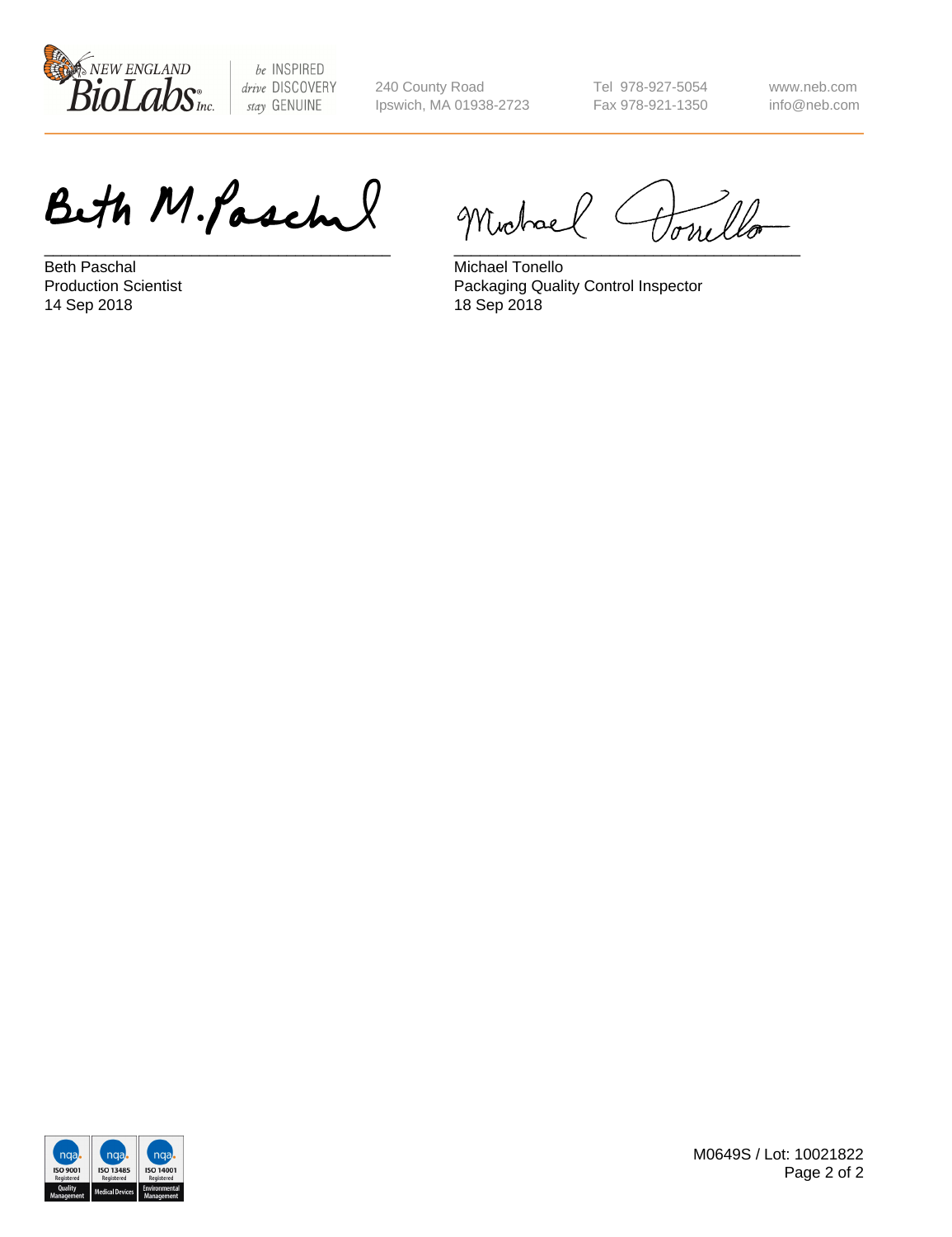240 County Road
Ipswich, MA 01938-2723

Tel 978-927-5054
Fax 978-921-1350

www.neb.com
info@neb.com

Beth Paschal
Production Scientist
14 Sep 2018

Michael Tonello
Packaging Quality Control Inspector
18 Sep 2018

M0649S / Lot: 10021822